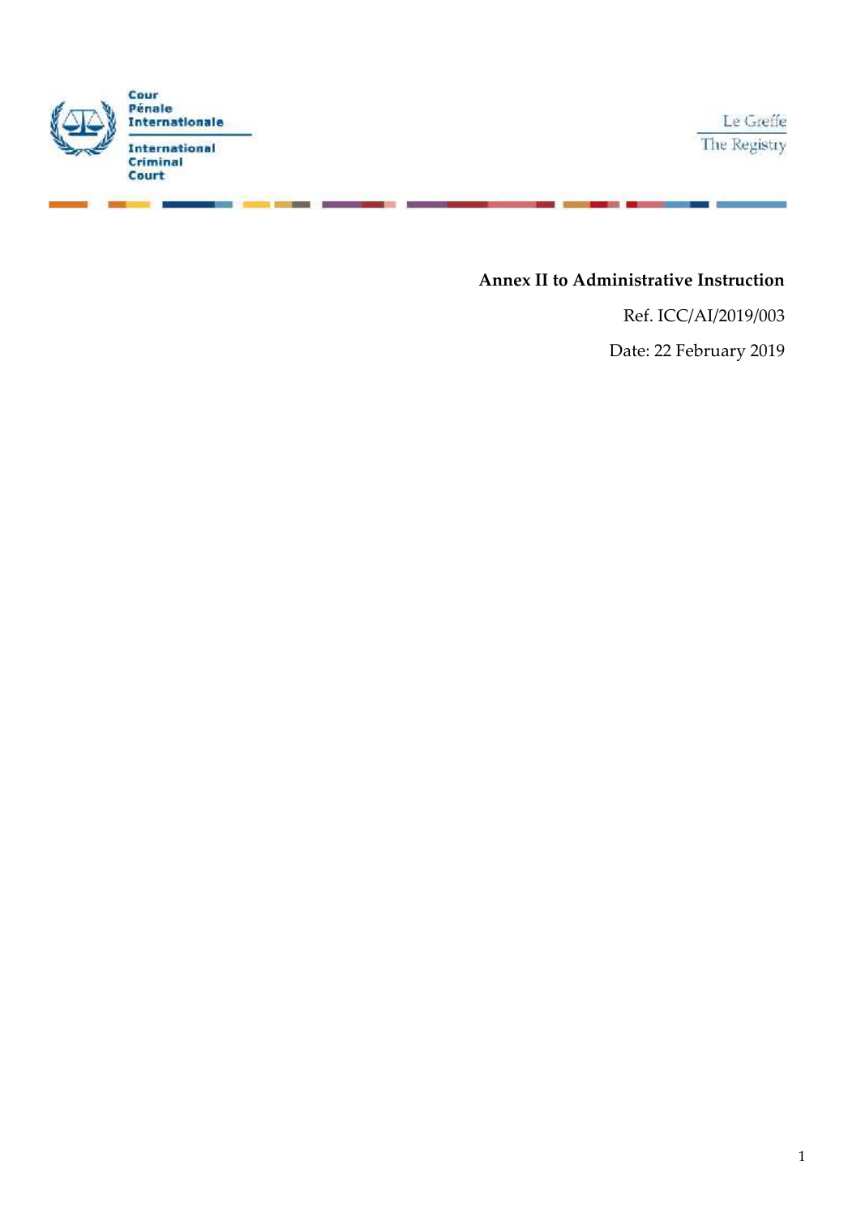Cour Pénale Internationale

International Criminal Court

Le Greffe

The Registry

**Annex II to Administrative Instruction**

Ref. ICC/AI/2019/003

Date: 22 February 2019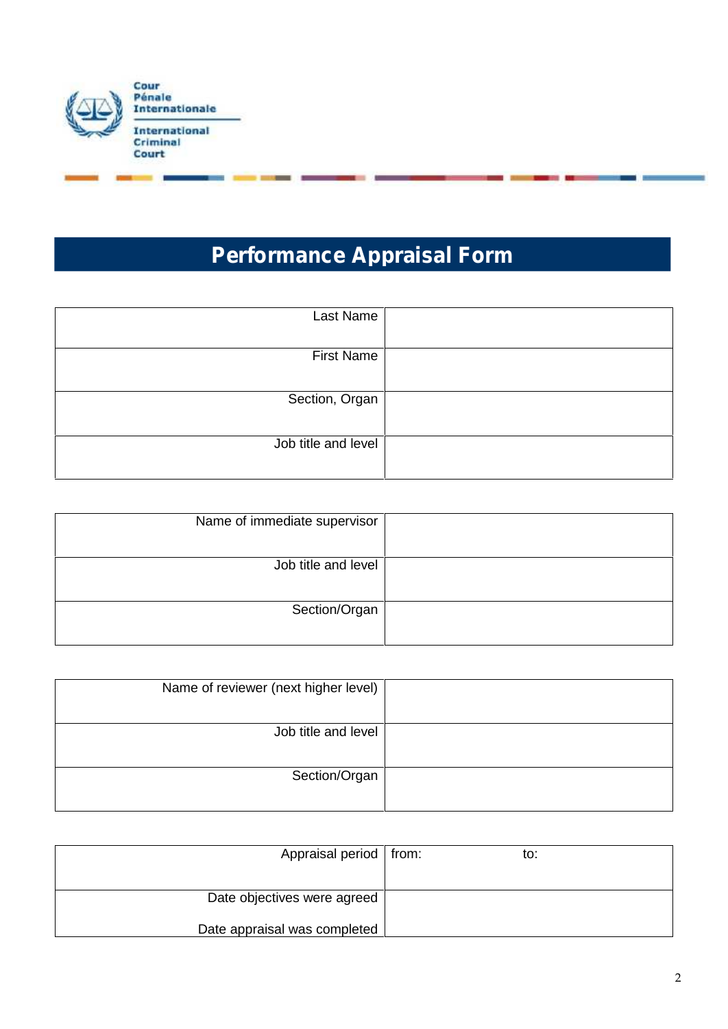Cour Pénale Internationale

International Criminal Court

# Performance Appraisal Form

| | |
|---|---|
| Last Name | |
| First Name | |
| Section, Organ | |
| Job title and level | |

| | |
|---|---|
| Name of immediate supervisor | |
| Job title and level | |
| Section/Organ | |

| | |
|---|---|
| Name of reviewer (next higher level) | |
| Job title and level | |
| Section/Organ | |

| | |
|---|---|
| Appraisal period | from: to: |
| Date objectives were agreed | |
| Date appraisal was completed | |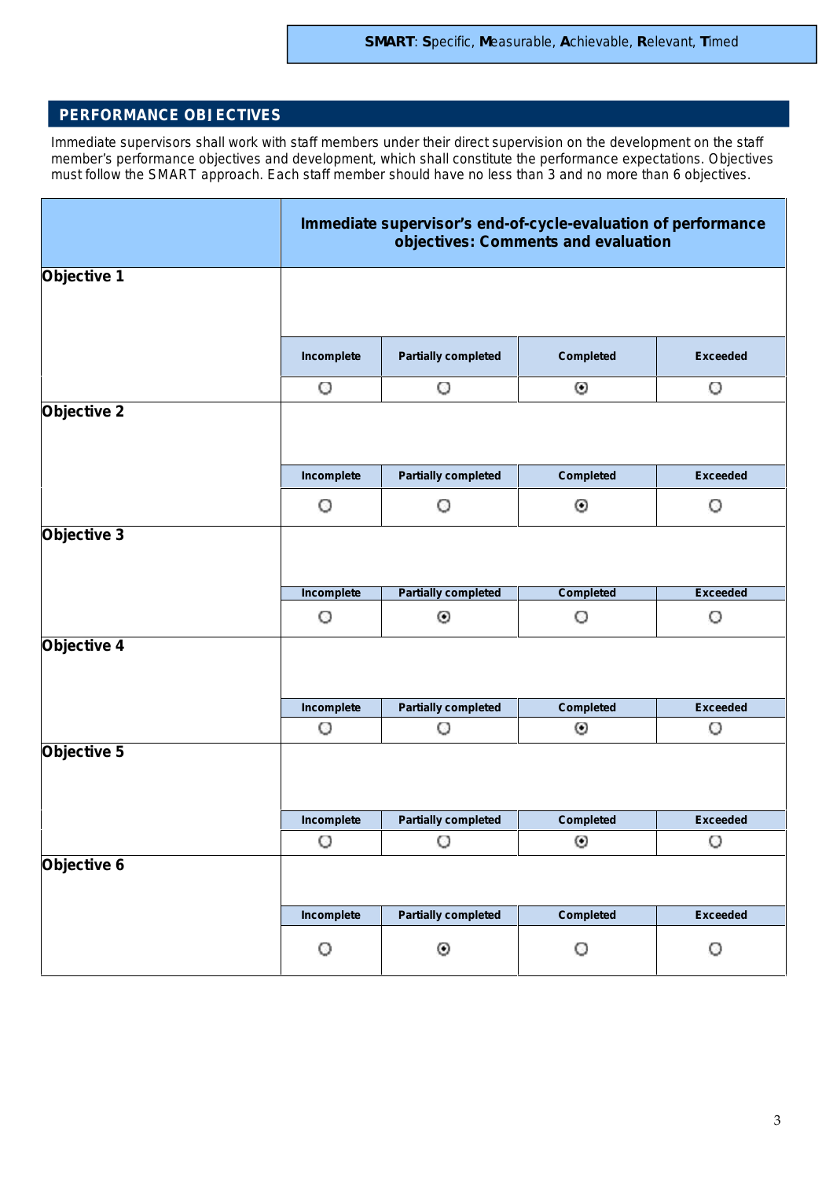**SMART**: **S**pecific, **M**easurable, **A**chievable, **R**elevant, **T**imed

## PERFORMANCE OBJECTIVES

Immediate supervisors shall work with staff members under their direct supervision on the development on the staff member's performance objectives and development, which shall constitute the performance expectations. Objectives must follow the SMART approach. Each staff member should have no less than 3 and no more than 6 objectives.

| | Immediate supervisor's end-of-cycle-evaluation of performance objectives: Comments and evaluation | | | |
|---|---|---|---|---|
| **Objective 1** | | | | |
| | Incomplete | Partially completed | Completed | Exceeded |
| | ○ | ○ | ◉ | ○ |
| **Objective 2** | | | | |
| | Incomplete | Partially completed | Completed | Exceeded |
| | ○ | ○ | ◉ | ○ |
| **Objective 3** | | | | |
| | Incomplete | Partially completed | Completed | Exceeded |
| | ○ | ◉ | ○ | ○ |
| **Objective 4** | | | | |
| | Incomplete | Partially completed | Completed | Exceeded |
| | ○ | ○ | ◉ | ○ |
| **Objective 5** | | | | |
| | Incomplete | Partially completed | Completed | Exceeded |
| | ○ | ○ | ◉ | ○ |
| **Objective 6** | | | | |
| | Incomplete | Partially completed | Completed | Exceeded |
| | ○ | ◉ | ○ | ○ |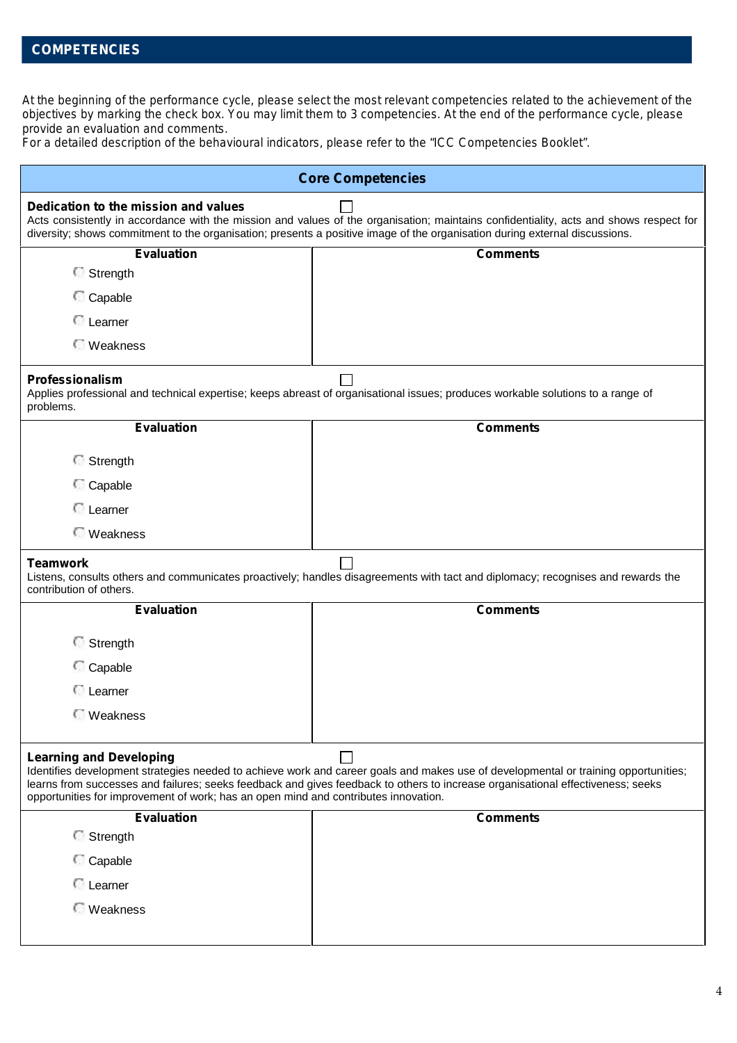## COMPETENCIES

At the beginning of the performance cycle, please select the most relevant competencies related to the achievement of the objectives by marking the check box. You may limit them to 3 competencies. At the end of the performance cycle, please provide an evaluation and comments.
For a detailed description of the behavioural indicators, please refer to the "ICC Competencies Booklet".

### Core Competencies

**Dedication to the mission and values** ☐
Acts consistently in accordance with the mission and values of the organisation; maintains confidentiality, acts and shows respect for diversity; shows commitment to the organisation; presents a positive image of the organisation during external discussions.

| Evaluation | Comments |
|---|---|
| ○ Strength<br>○ Capable<br>○ Learner<br>○ Weakness | |

**Professionalism** ☐
Applies professional and technical expertise; keeps abreast of organisational issues; produces workable solutions to a range of problems.

| Evaluation | Comments |
|---|---|
| ○ Strength<br>○ Capable<br>○ Learner<br>○ Weakness | |

**Teamwork** ☐
Listens, consults others and communicates proactively; handles disagreements with tact and diplomacy; recognises and rewards the contribution of others.

| Evaluation | Comments |
|---|---|
| ○ Strength<br>○ Capable<br>○ Learner<br>○ Weakness | |

**Learning and Developing** ☐
Identifies development strategies needed to achieve work and career goals and makes use of developmental or training opportunities; learns from successes and failures; seeks feedback and gives feedback to others to increase organisational effectiveness; seeks opportunities for improvement of work; has an open mind and contributes innovation.

| Evaluation | Comments |
|---|---|
| ○ Strength<br>○ Capable<br>○ Learner<br>○ Weakness | |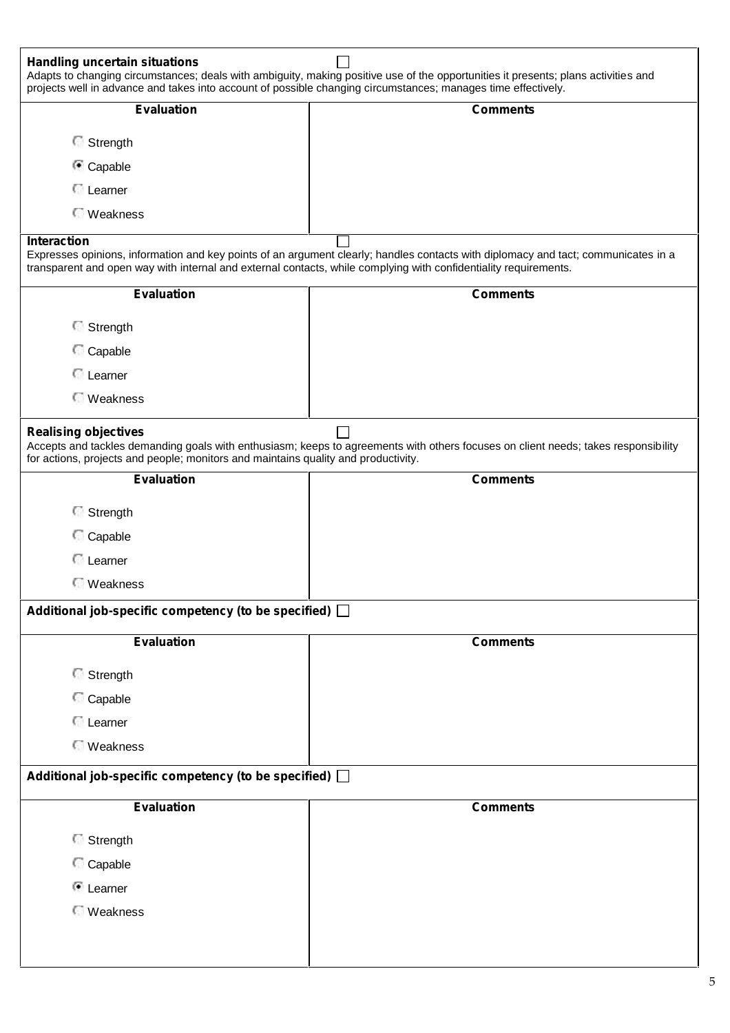**Handling uncertain situations** ☐

Adapts to changing circumstances; deals with ambiguity, making positive use of the opportunities it presents; plans activities and projects well in advance and takes into account of possible changing circumstances; manages time effectively.

| Evaluation | Comments |
|---|---|
| ○ Strength<br>◉ Capable<br>○ Learner<br>○ Weakness | |

**Interaction** ☐

Expresses opinions, information and key points of an argument clearly; handles contacts with diplomacy and tact; communicates in a transparent and open way with internal and external contacts, while complying with confidentiality requirements.

| Evaluation | Comments |
|---|---|
| ○ Strength<br>○ Capable<br>○ Learner<br>○ Weakness | |

**Realising objectives** ☐

Accepts and tackles demanding goals with enthusiasm; keeps to agreements with others focuses on client needs; takes responsibility for actions, projects and people; monitors and maintains quality and productivity.

| Evaluation | Comments |
|---|---|
| ○ Strength<br>○ Capable<br>○ Learner<br>○ Weakness | |

**Additional job-specific competency (to be specified)** ☐

| Evaluation | Comments |
|---|---|
| ○ Strength<br>○ Capable<br>○ Learner<br>○ Weakness | |

**Additional job-specific competency (to be specified)** ☐

| Evaluation | Comments |
|---|---|
| ○ Strength<br>○ Capable<br>◉ Learner<br>○ Weakness | |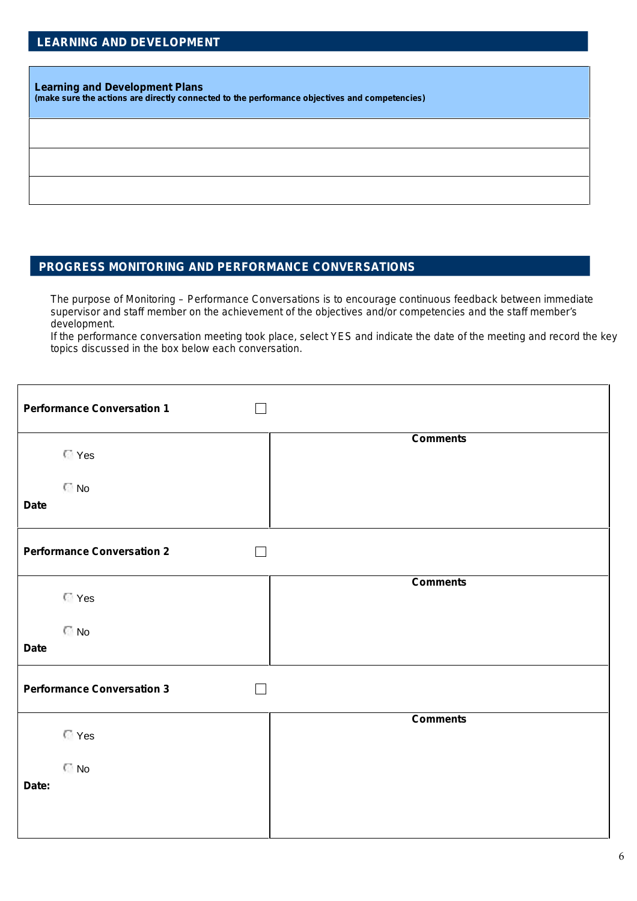## LEARNING AND DEVELOPMENT

| **Learning and Development Plans**<br>**(make sure the actions are directly connected to the performance objectives and competencies)** |
|---|
| |
| |
| |

## PROGRESS MONITORING AND PERFORMANCE CONVERSATIONS

The purpose of Monitoring – Performance Conversations is to encourage continuous feedback between immediate supervisor and staff member on the achievement of the objectives and/or competencies and the staff member's development.
If the performance conversation meeting took place, select YES and indicate the date of the meeting and record the key topics discussed in the box below each conversation.

| **Performance Conversation 1** ☐ | |
|---|---|
| ○ Yes<br>○ No<br>**Date** | **Comments** |
| **Performance Conversation 2** ☐ | |
| ○ Yes<br>○ No<br>**Date** | **Comments** |
| **Performance Conversation 3** ☐ | |
| ○ Yes<br>○ No<br>**Date:** | **Comments** |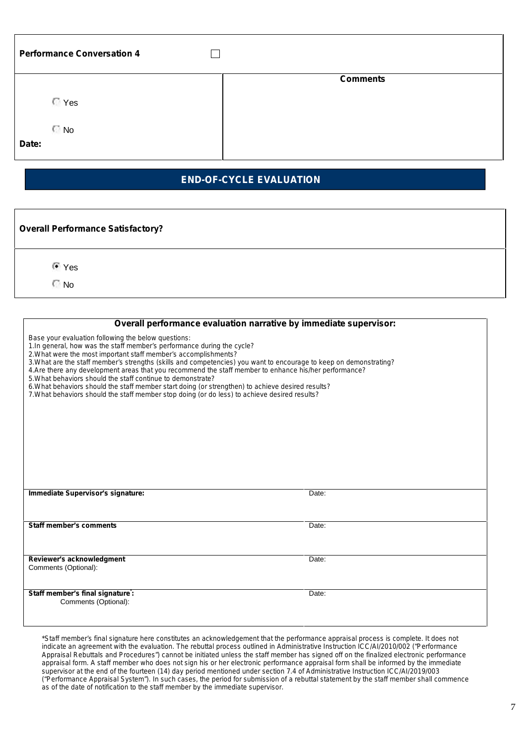| **Performance Conversation 4** ☐ | |
|---|---|
| ○ Yes<br><br>○ No<br><br>**Date:** | **Comments** |

## END-OF-CYCLE EVALUATION

| **Overall Performance Satisfactory?** |
|---|
| ◉ Yes<br>○ No |

**Overall performance evaluation narrative by immediate supervisor:**

Base your evaluation following the below questions:
1.In general, how was the staff member's performance during the cycle?
2.What were the most important staff member's accomplishments?
3.What are the staff member's strengths (skills and competencies) you want to encourage to keep on demonstrating?
4.Are there any development areas that you recommend the staff member to enhance his/her performance?
5.What behaviors should the staff continue to demonstrate?
6.What behaviors should the staff member start doing (or strengthen) to achieve desired results?
7.What behaviors should the staff member stop doing (or do less) to achieve desired results?

| | |
|---|---|
| **Immediate Supervisor's signature:** | Date: |
| **Staff member's comments** | Date: |
| **Reviewer's acknowledgment**<br>Comments (Optional): | Date: |
| **Staff member's final signature*:**<br>Comments (Optional): | Date: |

*Staff member's final signature here constitutes an acknowledgement that the performance appraisal process is complete. It does not indicate an agreement with the evaluation. The rebuttal process outlined in Administrative Instruction ICC/AI/2010/002 ("Performance Appraisal Rebuttals and Procedures") cannot be initiated unless the staff member has signed off on the finalized electronic performance appraisal form. A staff member who does not sign his or her electronic performance appraisal form shall be informed by the immediate supervisor at the end of the fourteen (14) day period mentioned under section 7.4 of Administrative Instruction ICC/AI/2019/003 ("Performance Appraisal System"). In such cases, the period for submission of a rebuttal statement by the staff member shall commence as of the date of notification to the staff member by the immediate supervisor.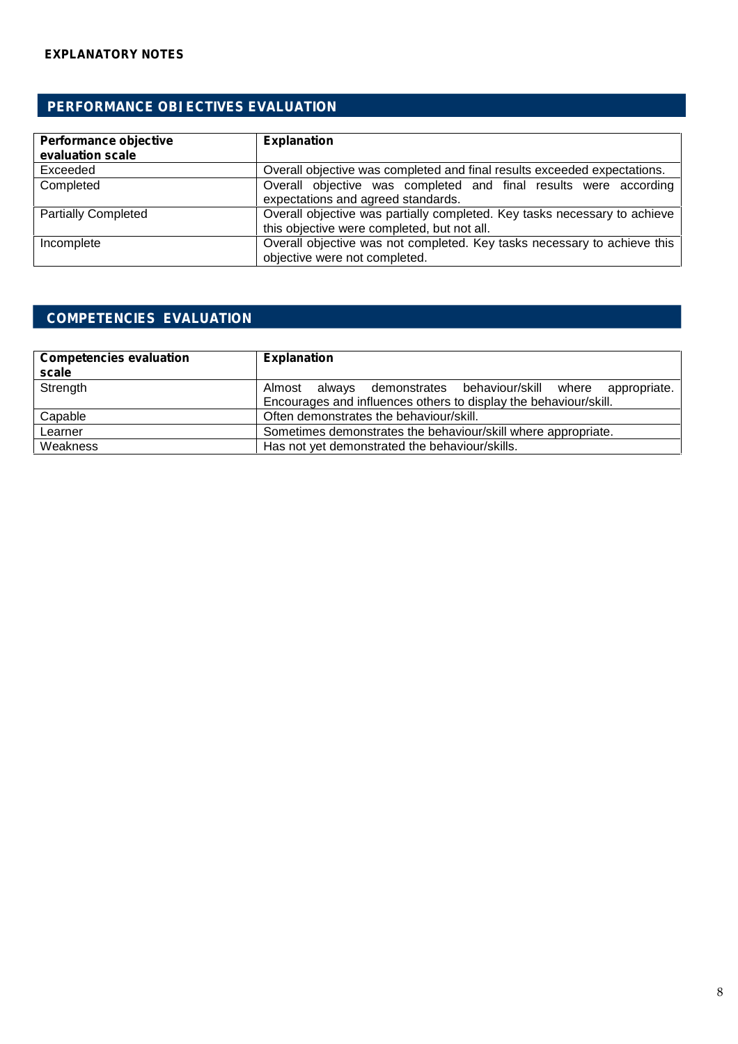**EXPLANATORY NOTES**

## PERFORMANCE OBJECTIVES EVALUATION

| Performance objective evaluation scale | Explanation |
| --- | --- |
| Exceeded | Overall objective was completed and final results exceeded expectations. |
| Completed | Overall objective was completed and final results were according expectations and agreed standards. |
| Partially Completed | Overall objective was partially completed. Key tasks necessary to achieve this objective were completed, but not all. |
| Incomplete | Overall objective was not completed. Key tasks necessary to achieve this objective were not completed. |

## COMPETENCIES EVALUATION

| Competencies evaluation scale | Explanation |
| --- | --- |
| Strength | Almost always demonstrates behaviour/skill where appropriate. Encourages and influences others to display the behaviour/skill. |
| Capable | Often demonstrates the behaviour/skill. |
| Learner | Sometimes demonstrates the behaviour/skill where appropriate. |
| Weakness | Has not yet demonstrated the behaviour/skills. |